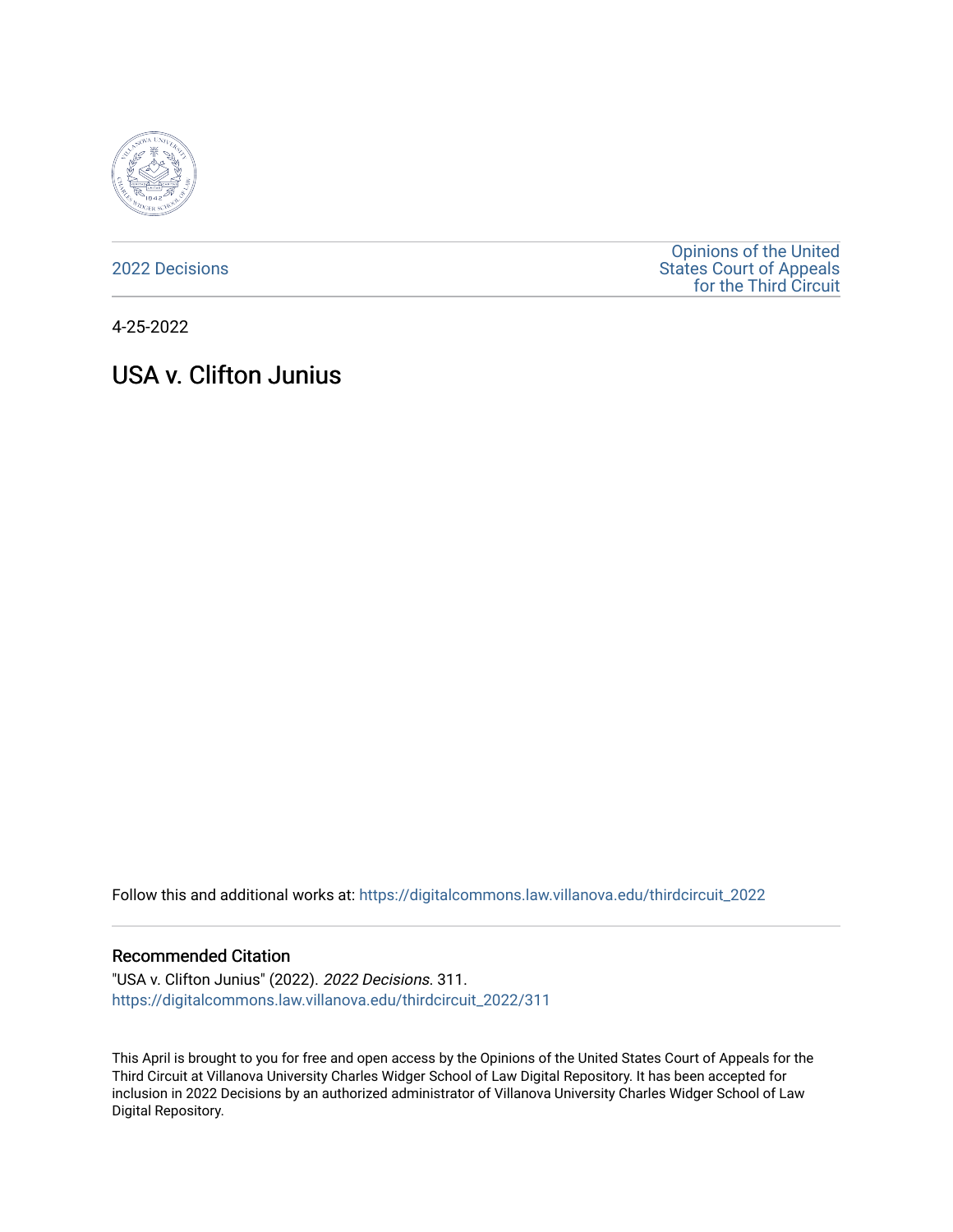2022 Decisions

Opinions of the United States Court of Appeals for the Third Circuit

4-25-2022

# USA v. Clifton Junius

Follow this and additional works at: https://digitalcommons.law.villanova.edu/thirdcircuit_2022

## Recommended Citation

"USA v. Clifton Junius" (2022). *2022 Decisions*. 311.
https://digitalcommons.law.villanova.edu/thirdcircuit_2022/311

This April is brought to you for free and open access by the Opinions of the United States Court of Appeals for the Third Circuit at Villanova University Charles Widger School of Law Digital Repository. It has been accepted for inclusion in 2022 Decisions by an authorized administrator of Villanova University Charles Widger School of Law Digital Repository.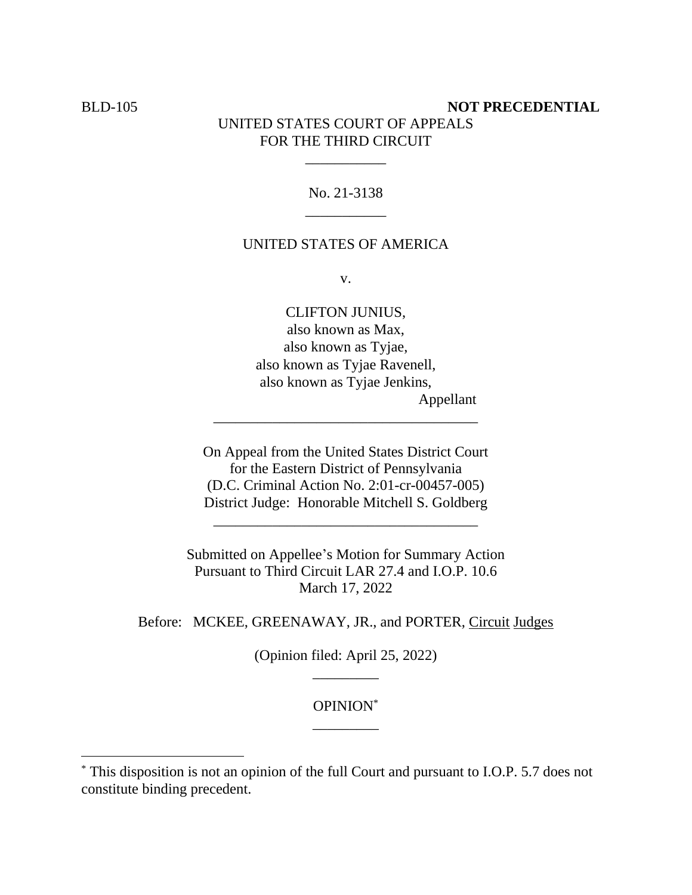BLD-105 **NOT PRECEDENTIAL**

UNITED STATES COURT OF APPEALS
FOR THE THIRD CIRCUIT

___________

No. 21-3138

___________

UNITED STATES OF AMERICA

v.

CLIFTON JUNIUS,
also known as Max,
also known as Tyjae,
also known as Tyjae Ravenell,
also known as Tyjae Jenkins,
Appellant

____________________________________

On Appeal from the United States District Court
for the Eastern District of Pennsylvania
(D.C. Criminal Action No. 2:01-cr-00457-005)
District Judge: Honorable Mitchell S. Goldberg

____________________________________

Submitted on Appellee's Motion for Summary Action
Pursuant to Third Circuit LAR 27.4 and I.O.P. 10.6
March 17, 2022

Before: MCKEE, GREENAWAY, JR., and PORTER, Circuit Judges

(Opinion filed: April 25, 2022)

_________

OPINION[*]

_________

[*] This disposition is not an opinion of the full Court and pursuant to I.O.P. 5.7 does not constitute binding precedent.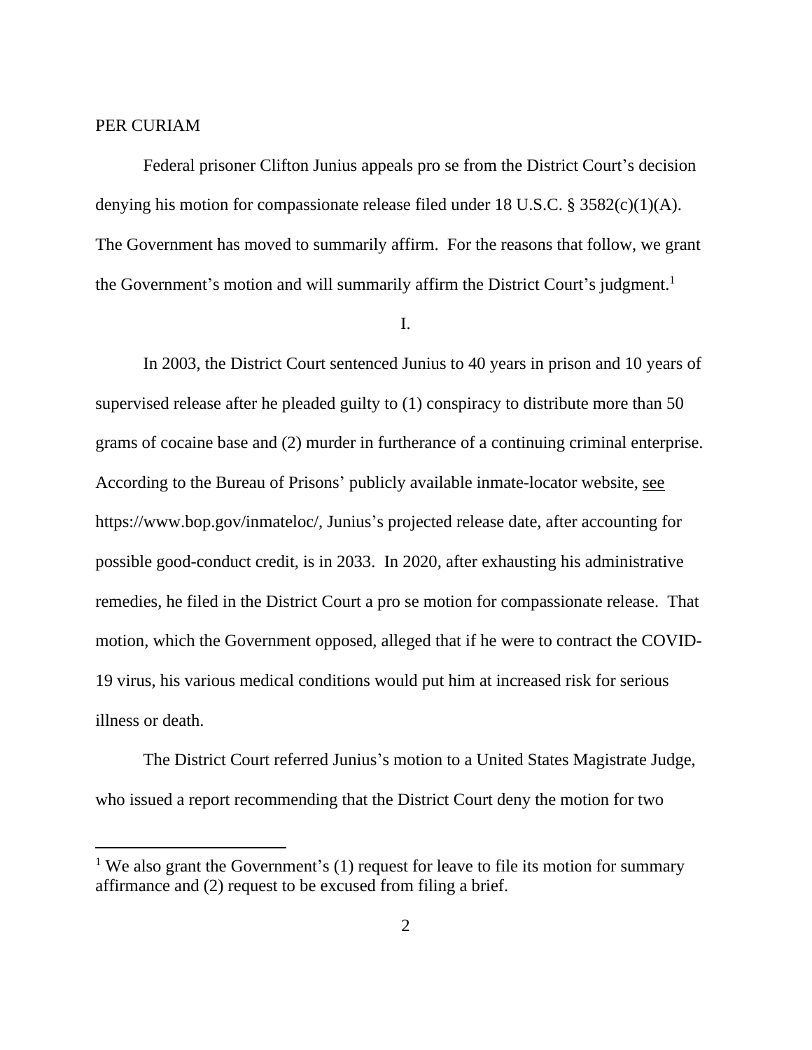PER CURIAM

Federal prisoner Clifton Junius appeals pro se from the District Court's decision denying his motion for compassionate release filed under 18 U.S.C. § 3582(c)(1)(A). The Government has moved to summarily affirm. For the reasons that follow, we grant the Government's motion and will summarily affirm the District Court's judgment.[1]

I.

In 2003, the District Court sentenced Junius to 40 years in prison and 10 years of supervised release after he pleaded guilty to (1) conspiracy to distribute more than 50 grams of cocaine base and (2) murder in furtherance of a continuing criminal enterprise. According to the Bureau of Prisons' publicly available inmate-locator website, see https://www.bop.gov/inmateloc/, Junius's projected release date, after accounting for possible good-conduct credit, is in 2033. In 2020, after exhausting his administrative remedies, he filed in the District Court a pro se motion for compassionate release. That motion, which the Government opposed, alleged that if he were to contract the COVID-19 virus, his various medical conditions would put him at increased risk for serious illness or death.

The District Court referred Junius's motion to a United States Magistrate Judge, who issued a report recommending that the District Court deny the motion for two

---

[1] We also grant the Government's (1) request for leave to file its motion for summary affirmance and (2) request to be excused from filing a brief.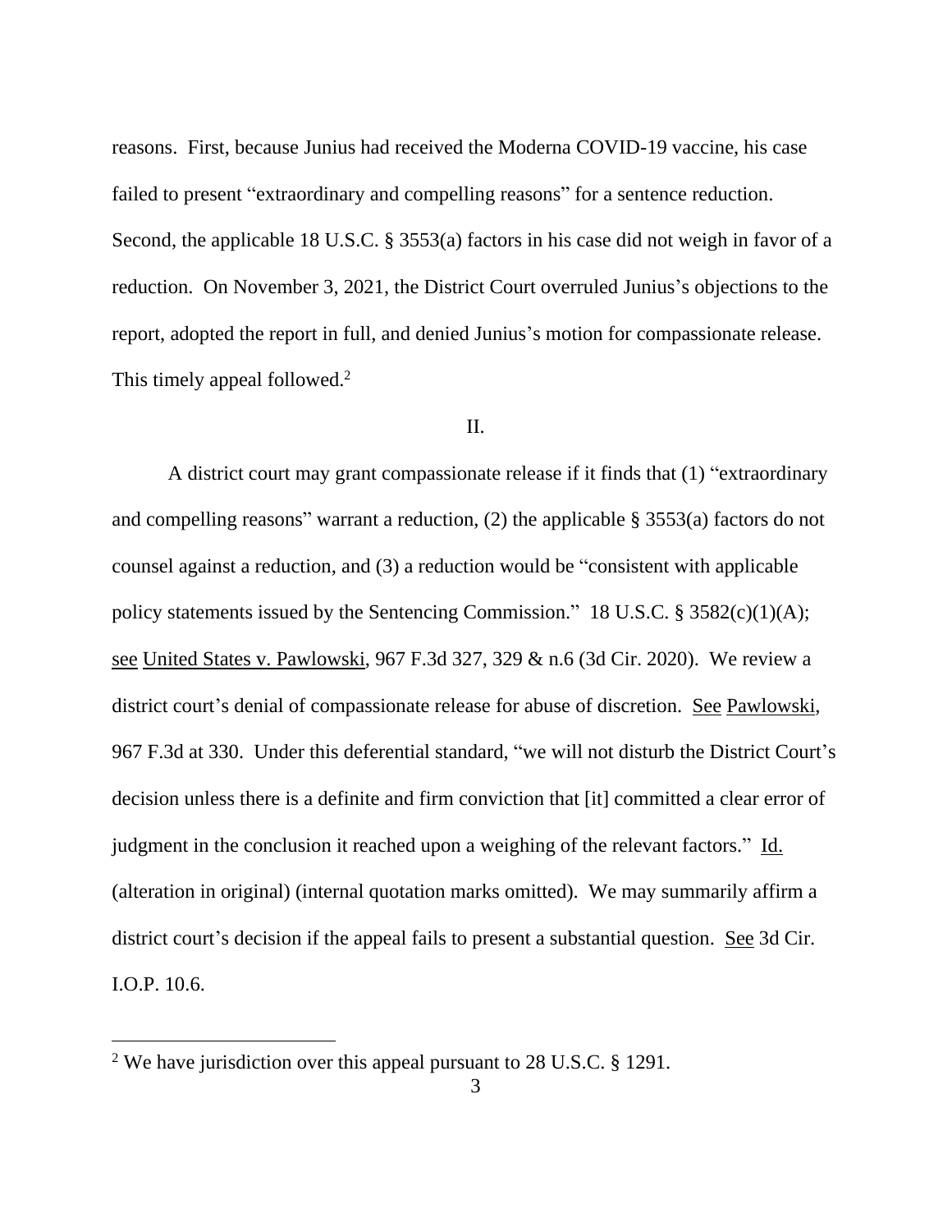reasons. First, because Junius had received the Moderna COVID-19 vaccine, his case failed to present "extraordinary and compelling reasons" for a sentence reduction. Second, the applicable 18 U.S.C. § 3553(a) factors in his case did not weigh in favor of a reduction. On November 3, 2021, the District Court overruled Junius's objections to the report, adopted the report in full, and denied Junius's motion for compassionate release. This timely appeal followed.[2]

II.

A district court may grant compassionate release if it finds that (1) "extraordinary and compelling reasons" warrant a reduction, (2) the applicable § 3553(a) factors do not counsel against a reduction, and (3) a reduction would be "consistent with applicable policy statements issued by the Sentencing Commission." 18 U.S.C. § 3582(c)(1)(A); see United States v. Pawlowski, 967 F.3d 327, 329 & n.6 (3d Cir. 2020). We review a district court's denial of compassionate release for abuse of discretion. See Pawlowski, 967 F.3d at 330. Under this deferential standard, "we will not disturb the District Court's decision unless there is a definite and firm conviction that [it] committed a clear error of judgment in the conclusion it reached upon a weighing of the relevant factors." Id. (alteration in original) (internal quotation marks omitted). We may summarily affirm a district court's decision if the appeal fails to present a substantial question. See 3d Cir. I.O.P. 10.6.

---

[2] We have jurisdiction over this appeal pursuant to 28 U.S.C. § 1291.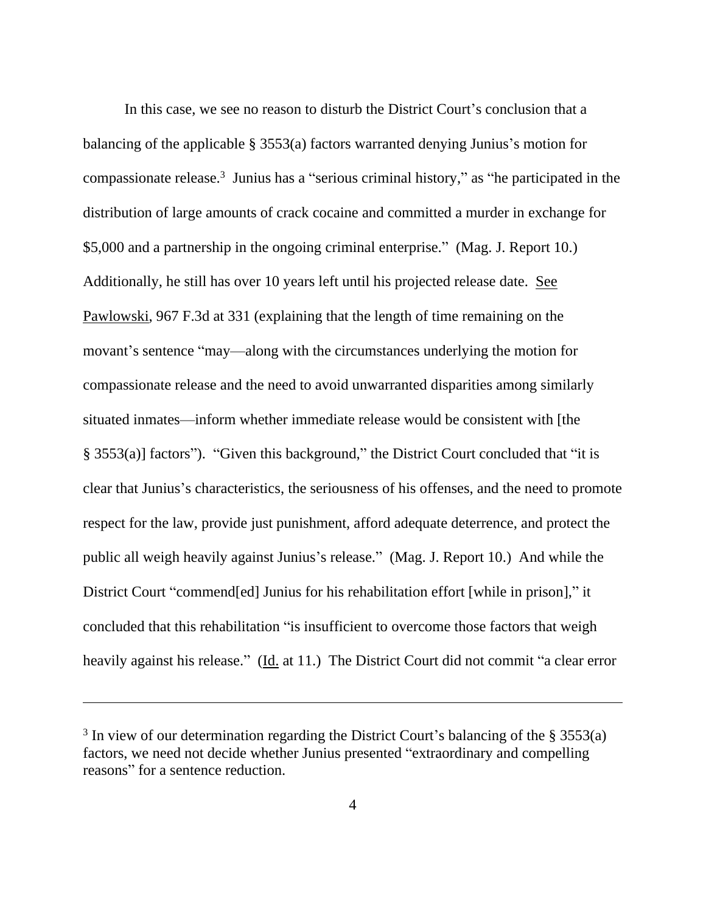In this case, we see no reason to disturb the District Court's conclusion that a balancing of the applicable § 3553(a) factors warranted denying Junius's motion for compassionate release.[3] Junius has a "serious criminal history," as "he participated in the distribution of large amounts of crack cocaine and committed a murder in exchange for $5,000 and a partnership in the ongoing criminal enterprise." (Mag. J. Report 10.) Additionally, he still has over 10 years left until his projected release date. See Pawlowski, 967 F.3d at 331 (explaining that the length of time remaining on the movant's sentence "may—along with the circumstances underlying the motion for compassionate release and the need to avoid unwarranted disparities among similarly situated inmates—inform whether immediate release would be consistent with [the § 3553(a)] factors"). "Given this background," the District Court concluded that "it is clear that Junius's characteristics, the seriousness of his offenses, and the need to promote respect for the law, provide just punishment, afford adequate deterrence, and protect the public all weigh heavily against Junius's release." (Mag. J. Report 10.) And while the District Court "commend[ed] Junius for his rehabilitation effort [while in prison]," it concluded that this rehabilitation "is insufficient to overcome those factors that weigh heavily against his release." (Id. at 11.) The District Court did not commit "a clear error

---

[3] In view of our determination regarding the District Court's balancing of the § 3553(a) factors, we need not decide whether Junius presented "extraordinary and compelling reasons" for a sentence reduction.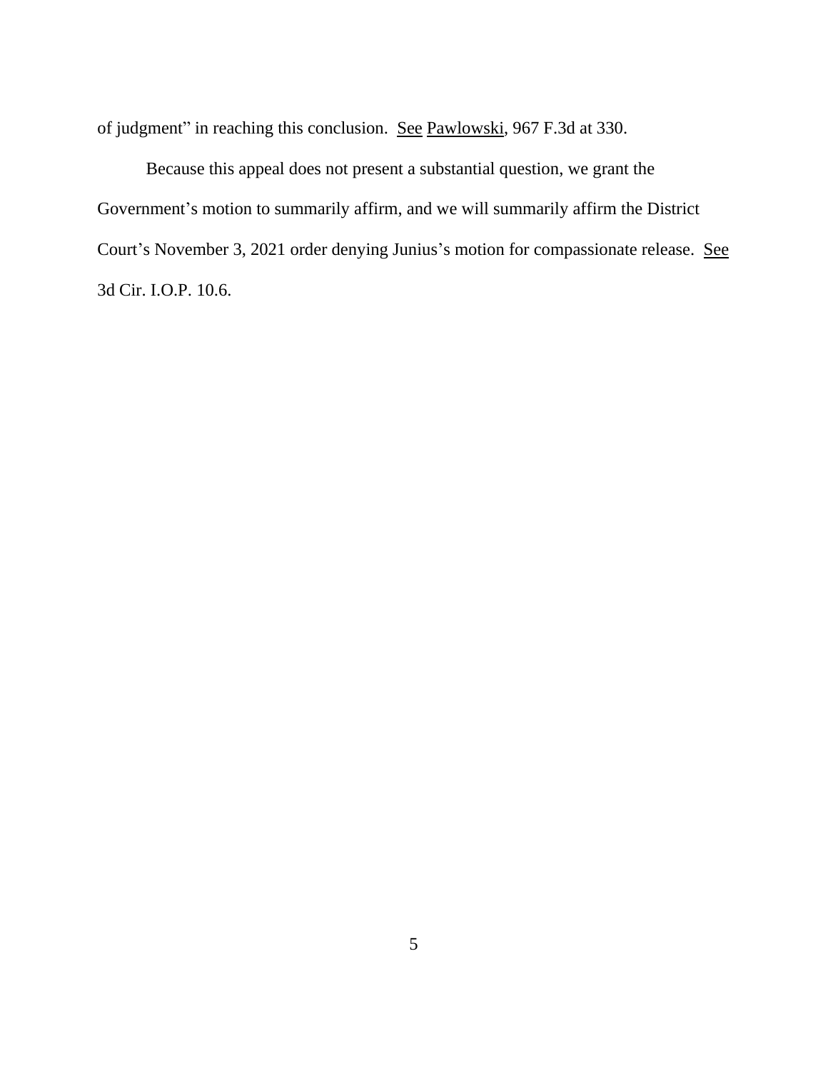of judgment" in reaching this conclusion. See Pawlowski, 967 F.3d at 330.

Because this appeal does not present a substantial question, we grant the Government's motion to summarily affirm, and we will summarily affirm the District Court's November 3, 2021 order denying Junius's motion for compassionate release. See 3d Cir. I.O.P. 10.6.